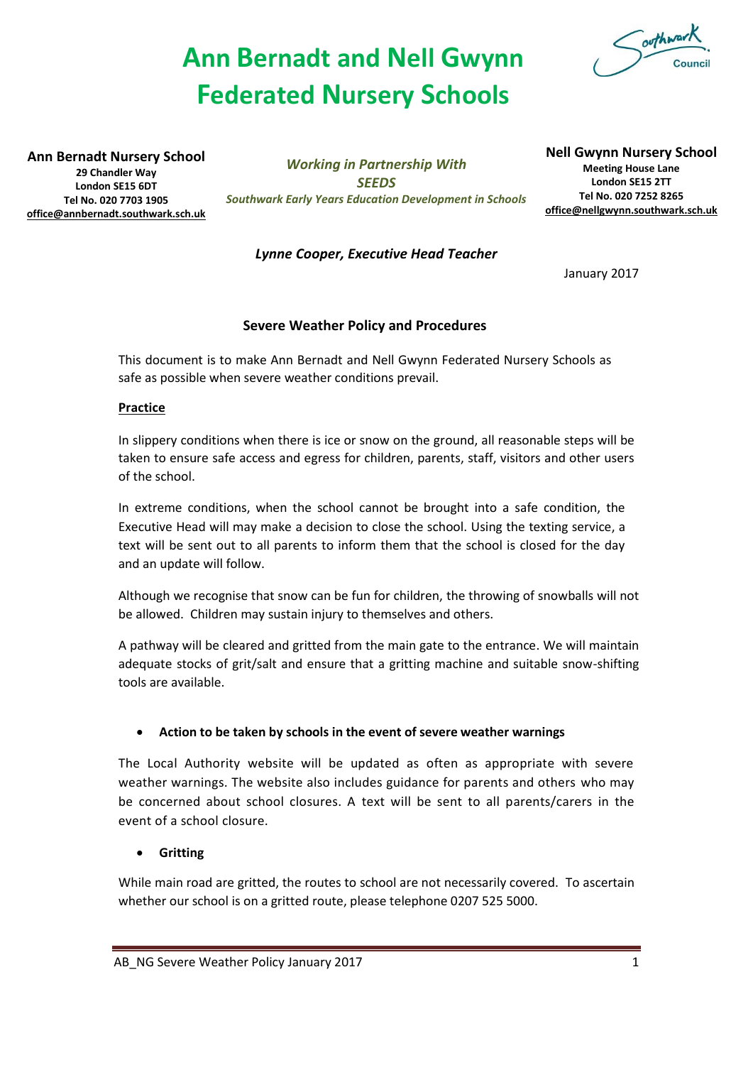# Ann Bernadt and Nell Gwynn Federated Nursery Schools

**Ann Bernadt Nursery School**
**29 Chandler Way**
**London SE15 6DT**
**Tel No. 020 7703 1905**
**office@annbernadt.southwark.sch.uk**

*Working in Partnership With*
*SEEDS*
*Southwark Early Years Education Development in Schools*

**Nell Gwynn Nursery School**
**Meeting House Lane**
**London SE15 2TT**
**Tel No. 020 7252 8265**
**office@nellgwynn.southwark.sch.uk**

*Lynne Cooper, Executive Head Teacher*

January 2017

## Severe Weather Policy and Procedures

This document is to make Ann Bernadt and Nell Gwynn Federated Nursery Schools as safe as possible when severe weather conditions prevail.

### Practice

In slippery conditions when there is ice or snow on the ground, all reasonable steps will be taken to ensure safe access and egress for children, parents, staff, visitors and other users of the school.

In extreme conditions, when the school cannot be brought into a safe condition, the Executive Head will may make a decision to close the school. Using the texting service, a text will be sent out to all parents to inform them that the school is closed for the day and an update will follow.

Although we recognise that snow can be fun for children, the throwing of snowballs will not be allowed. Children may sustain injury to themselves and others.

A pathway will be cleared and gritted from the main gate to the entrance. We will maintain adequate stocks of grit/salt and ensure that a gritting machine and suitable snow-shifting tools are available.

- **Action to be taken by schools in the event of severe weather warnings**

The Local Authority website will be updated as often as appropriate with severe weather warnings. The website also includes guidance for parents and others who may be concerned about school closures. A text will be sent to all parents/carers in the event of a school closure.

- **Gritting**

While main road are gritted, the routes to school are not necessarily covered. To ascertain whether our school is on a gritted route, please telephone 0207 525 5000.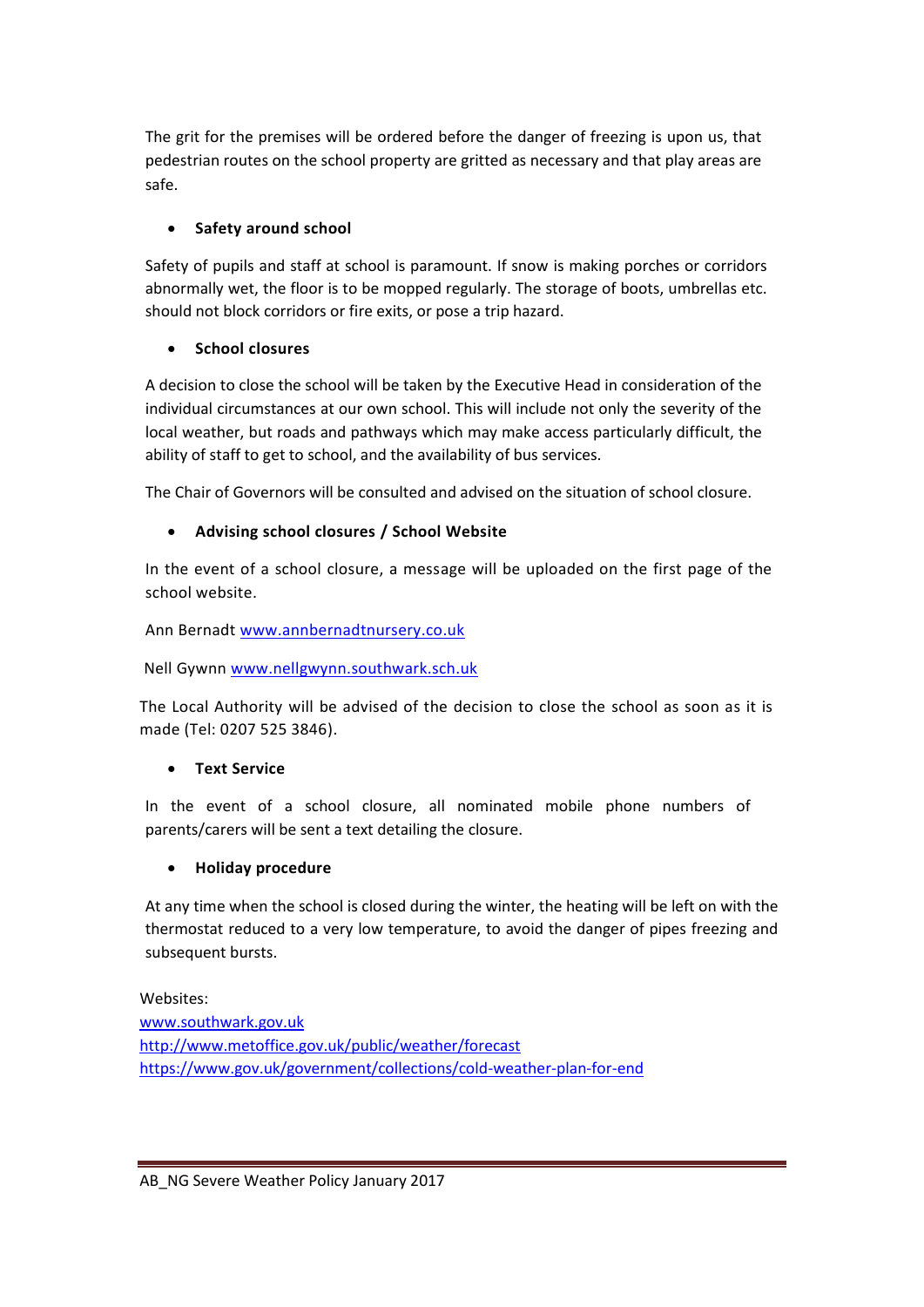The grit for the premises will be ordered before the danger of freezing is upon us, that pedestrian routes on the school property are gritted as necessary and that play areas are safe.

- **Safety around school**

Safety of pupils and staff at school is paramount. If snow is making porches or corridors abnormally wet, the floor is to be mopped regularly. The storage of boots, umbrellas etc. should not block corridors or fire exits, or pose a trip hazard.

- **School closures**

A decision to close the school will be taken by the Executive Head in consideration of the individual circumstances at our own school. This will include not only the severity of the local weather, but roads and pathways which may make access particularly difficult, the ability of staff to get to school, and the availability of bus services.

The Chair of Governors will be consulted and advised on the situation of school closure.

- **Advising school closures / School Website**

In the event of a school closure, a message will be uploaded on the first page of the school website.

Ann Bernadt www.annbernadtnursery.co.uk

Nell Gywnn www.nellgwynn.southwark.sch.uk

The Local Authority will be advised of the decision to close the school as soon as it is made (Tel: 0207 525 3846).

- **Text Service**

In the event of a school closure, all nominated mobile phone numbers of parents/carers will be sent a text detailing the closure.

- **Holiday procedure**

At any time when the school is closed during the winter, the heating will be left on with the thermostat reduced to a very low temperature, to avoid the danger of pipes freezing and subsequent bursts.

Websites:
www.southwark.gov.uk
http://www.metoffice.gov.uk/public/weather/forecast
https://www.gov.uk/government/collections/cold-weather-plan-for-end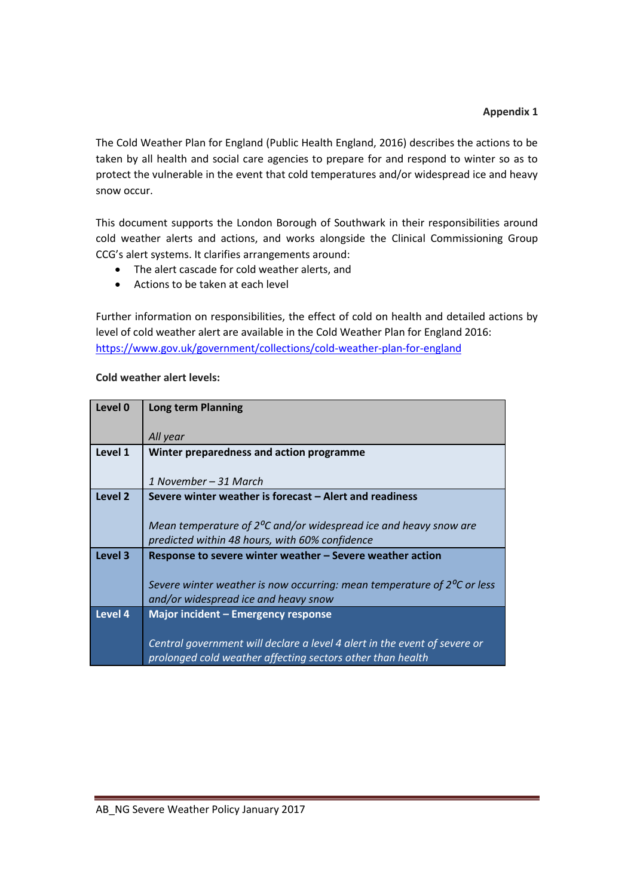**Appendix 1**

The Cold Weather Plan for England (Public Health England, 2016) describes the actions to be taken by all health and social care agencies to prepare for and respond to winter so as to protect the vulnerable in the event that cold temperatures and/or widespread ice and heavy snow occur.

This document supports the London Borough of Southwark in their responsibilities around cold weather alerts and actions, and works alongside the Clinical Commissioning Group CCG's alert systems. It clarifies arrangements around:

- The alert cascade for cold weather alerts, and
- Actions to be taken at each level

Further information on responsibilities, the effect of cold on health and detailed actions by level of cold weather alert are available in the Cold Weather Plan for England 2016: https://www.gov.uk/government/collections/cold-weather-plan-for-england

**Cold weather alert levels:**

| | |
|---|---|
| **Level 0** | **Long term Planning**<br><br>*All year* |
| **Level 1** | **Winter preparedness and action programme**<br><br>*1 November – 31 March* |
| **Level 2** | **Severe winter weather is forecast – Alert and readiness**<br><br>*Mean temperature of 2°C and/or widespread ice and heavy snow are predicted within 48 hours, with 60% confidence* |
| **Level 3** | **Response to severe winter weather – Severe weather action**<br><br>*Severe winter weather is now occurring: mean temperature of 2°C or less and/or widespread ice and heavy snow* |
| **Level 4** | **Major incident – Emergency response**<br><br>*Central government will declare a level 4 alert in the event of severe or prolonged cold weather affecting sectors other than health* |